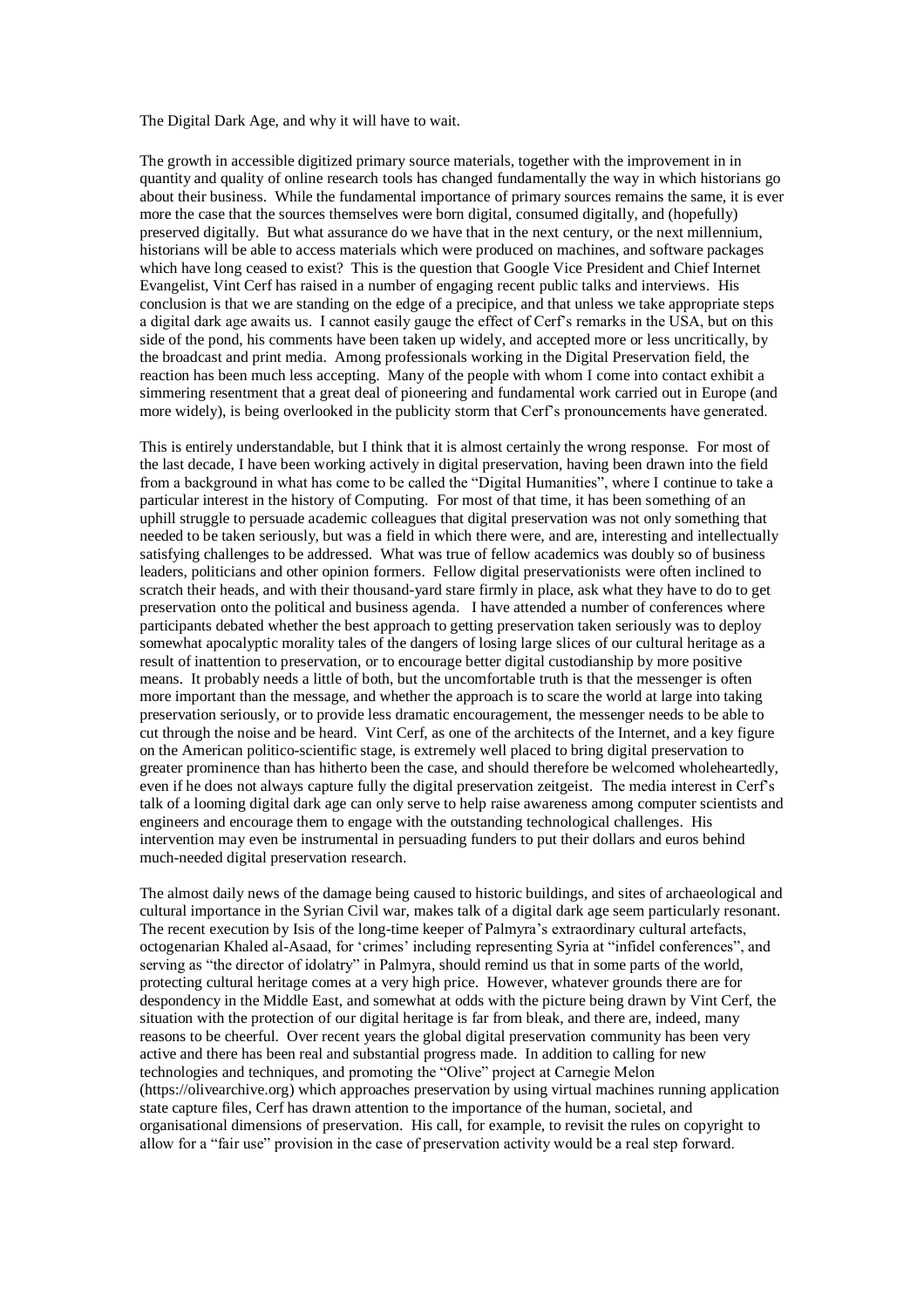The Digital Dark Age, and why it will have to wait.

The growth in accessible digitized primary source materials, together with the improvement in in quantity and quality of online research tools has changed fundamentally the way in which historians go about their business. While the fundamental importance of primary sources remains the same, it is ever more the case that the sources themselves were born digital, consumed digitally, and (hopefully) preserved digitally. But what assurance do we have that in the next century, or the next millennium, historians will be able to access materials which were produced on machines, and software packages which have long ceased to exist? This is the question that Google Vice President and Chief Internet Evangelist, Vint Cerf has raised in a number of engaging recent public talks and interviews. His conclusion is that we are standing on the edge of a precipice, and that unless we take appropriate steps a digital dark age awaits us. I cannot easily gauge the effect of Cerf's remarks in the USA, but on this side of the pond, his comments have been taken up widely, and accepted more or less uncritically, by the broadcast and print media. Among professionals working in the Digital Preservation field, the reaction has been much less accepting. Many of the people with whom I come into contact exhibit a simmering resentment that a great deal of pioneering and fundamental work carried out in Europe (and more widely), is being overlooked in the publicity storm that Cerf's pronouncements have generated.

This is entirely understandable, but I think that it is almost certainly the wrong response. For most of the last decade, I have been working actively in digital preservation, having been drawn into the field from a background in what has come to be called the "Digital Humanities", where I continue to take a particular interest in the history of Computing. For most of that time, it has been something of an uphill struggle to persuade academic colleagues that digital preservation was not only something that needed to be taken seriously, but was a field in which there were, and are, interesting and intellectually satisfying challenges to be addressed. What was true of fellow academics was doubly so of business leaders, politicians and other opinion formers. Fellow digital preservationists were often inclined to scratch their heads, and with their thousand-yard stare firmly in place, ask what they have to do to get preservation onto the political and business agenda. I have attended a number of conferences where participants debated whether the best approach to getting preservation taken seriously was to deploy somewhat apocalyptic morality tales of the dangers of losing large slices of our cultural heritage as a result of inattention to preservation, or to encourage better digital custodianship by more positive means. It probably needs a little of both, but the uncomfortable truth is that the messenger is often more important than the message, and whether the approach is to scare the world at large into taking preservation seriously, or to provide less dramatic encouragement, the messenger needs to be able to cut through the noise and be heard. Vint Cerf, as one of the architects of the Internet, and a key figure on the American politico-scientific stage, is extremely well placed to bring digital preservation to greater prominence than has hitherto been the case, and should therefore be welcomed wholeheartedly, even if he does not always capture fully the digital preservation zeitgeist. The media interest in Cerf's talk of a looming digital dark age can only serve to help raise awareness among computer scientists and engineers and encourage them to engage with the outstanding technological challenges. His intervention may even be instrumental in persuading funders to put their dollars and euros behind much-needed digital preservation research.

The almost daily news of the damage being caused to historic buildings, and sites of archaeological and cultural importance in the Syrian Civil war, makes talk of a digital dark age seem particularly resonant. The recent execution by Isis of the long-time keeper of Palmyra's extraordinary cultural artefacts, octogenarian Khaled al-Asaad, for 'crimes' including representing Syria at "infidel conferences", and serving as "the director of idolatry" in Palmyra, should remind us that in some parts of the world, protecting cultural heritage comes at a very high price. However, whatever grounds there are for despondency in the Middle East, and somewhat at odds with the picture being drawn by Vint Cerf, the situation with the protection of our digital heritage is far from bleak, and there are, indeed, many reasons to be cheerful. Over recent years the global digital preservation community has been very active and there has been real and substantial progress made. In addition to calling for new technologies and techniques, and promoting the "Olive" project at Carnegie Melon (https://olivearchive.org) which approaches preservation by using virtual machines running application state capture files, Cerf has drawn attention to the importance of the human, societal, and organisational dimensions of preservation. His call, for example, to revisit the rules on copyright to allow for a "fair use" provision in the case of preservation activity would be a real step forward.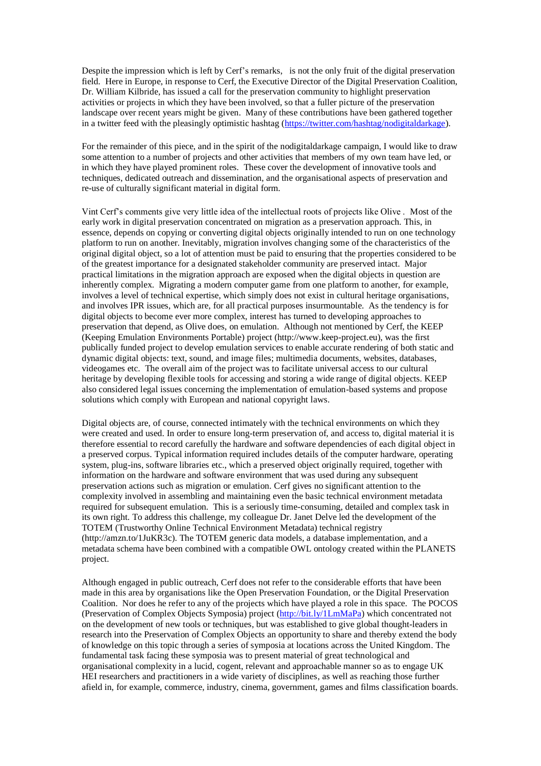Despite the impression which is left by Cerf's remarks, is not the only fruit of the digital preservation field. Here in Europe, in response to Cerf, the Executive Director of the Digital Preservation Coalition, Dr. William Kilbride, has issued a call for the preservation community to highlight preservation activities or projects in which they have been involved, so that a fuller picture of the preservation landscape over recent years might be given. Many of these contributions have been gathered together in a twitter feed with the pleasingly optimistic hashtag (https://twitter.com/hashtag/nodigitaldarkage).

For the remainder of this piece, and in the spirit of the nodigitaldarkage campaign, I would like to draw some attention to a number of projects and other activities that members of my own team have led, or in which they have played prominent roles. These cover the development of innovative tools and techniques, dedicated outreach and dissemination, and the organisational aspects of preservation and re-use of culturally significant material in digital form.

Vint Cerf's comments give very little idea of the intellectual roots of projects like Olive . Most of the early work in digital preservation concentrated on migration as a preservation approach. This, in essence, depends on copying or converting digital objects originally intended to run on one technology platform to run on another. Inevitably, migration involves changing some of the characteristics of the original digital object, so a lot of attention must be paid to ensuring that the properties considered to be of the greatest importance for a designated stakeholder community are preserved intact. Major practical limitations in the migration approach are exposed when the digital objects in question are inherently complex. Migrating a modern computer game from one platform to another, for example, involves a level of technical expertise, which simply does not exist in cultural heritage organisations, and involves IPR issues, which are, for all practical purposes insurmountable. As the tendency is for digital objects to become ever more complex, interest has turned to developing approaches to preservation that depend, as Olive does, on emulation. Although not mentioned by Cerf, the KEEP (Keeping Emulation Environments Portable) project (http://www.keep-project.eu), was the first publically funded project to develop emulation services to enable accurate rendering of both static and dynamic digital objects: text, sound, and image files; multimedia documents, websites, databases, videogames etc. The overall aim of the project was to facilitate universal access to our cultural heritage by developing flexible tools for accessing and storing a wide range of digital objects. KEEP also considered legal issues concerning the implementation of emulation-based systems and propose solutions which comply with European and national copyright laws.

Digital objects are, of course, connected intimately with the technical environments on which they were created and used. In order to ensure long-term preservation of, and access to, digital material it is therefore essential to record carefully the hardware and software dependencies of each digital object in a preserved corpus. Typical information required includes details of the computer hardware, operating system, plug-ins, software libraries etc., which a preserved object originally required, together with information on the hardware and software environment that was used during any subsequent preservation actions such as migration or emulation. Cerf gives no significant attention to the complexity involved in assembling and maintaining even the basic technical environment metadata required for subsequent emulation. This is a seriously time-consuming, detailed and complex task in its own right. To address this challenge, my colleague Dr. Janet Delve led the development of the TOTEM (Trustworthy Online Technical Environment Metadata) technical registry (http://amzn.to/1JuKR3c). The TOTEM generic data models, a database implementation, and a metadata schema have been combined with a compatible OWL ontology created within the PLANETS project.

Although engaged in public outreach, Cerf does not refer to the considerable efforts that have been made in this area by organisations like the Open Preservation Foundation, or the Digital Preservation Coalition. Nor does he refer to any of the projects which have played a role in this space. The POCOS (Preservation of Complex Objects Symposia) project (http://bit.ly/1LmMaPa) which concentrated not on the development of new tools or techniques, but was established to give global thought-leaders in research into the Preservation of Complex Objects an opportunity to share and thereby extend the body of knowledge on this topic through a series of symposia at locations across the United Kingdom. The fundamental task facing these symposia was to present material of great technological and organisational complexity in a lucid, cogent, relevant and approachable manner so as to engage UK HEI researchers and practitioners in a wide variety of disciplines, as well as reaching those further afield in, for example, commerce, industry, cinema, government, games and films classification boards.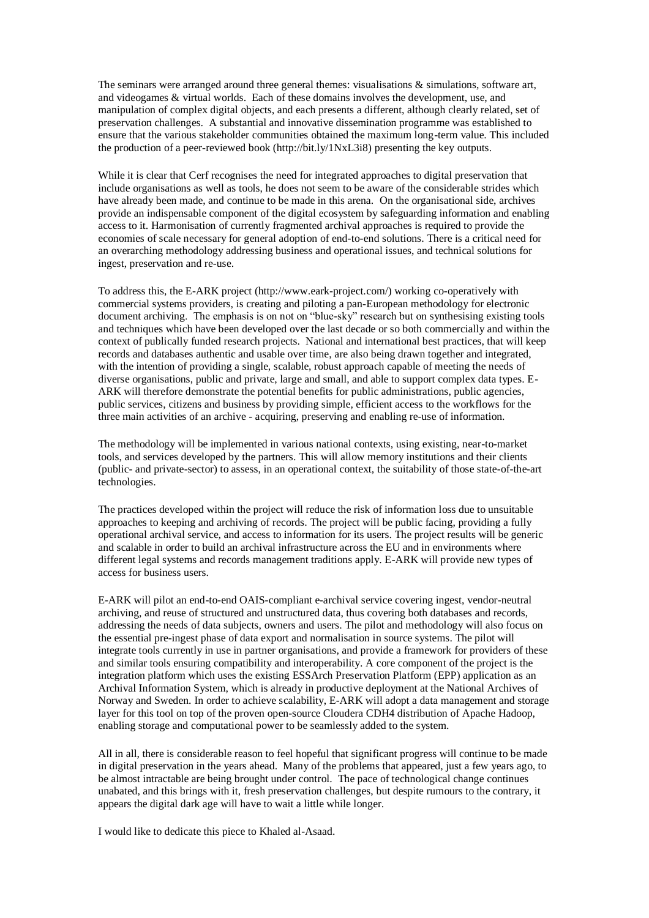The seminars were arranged around three general themes: visualisations & simulations, software art, and videogames & virtual worlds. Each of these domains involves the development, use, and manipulation of complex digital objects, and each presents a different, although clearly related, set of preservation challenges. A substantial and innovative dissemination programme was established to ensure that the various stakeholder communities obtained the maximum long-term value. This included the production of a peer-reviewed book (http://bit.ly/1NxL3i8) presenting the key outputs.

While it is clear that Cerf recognises the need for integrated approaches to digital preservation that include organisations as well as tools, he does not seem to be aware of the considerable strides which have already been made, and continue to be made in this arena. On the organisational side, archives provide an indispensable component of the digital ecosystem by safeguarding information and enabling access to it. Harmonisation of currently fragmented archival approaches is required to provide the economies of scale necessary for general adoption of end-to-end solutions. There is a critical need for an overarching methodology addressing business and operational issues, and technical solutions for ingest, preservation and re-use.

To address this, the E-ARK project (http://www.eark-project.com/) working co-operatively with commercial systems providers, is creating and piloting a pan-European methodology for electronic document archiving. The emphasis is on not on "blue-sky" research but on synthesising existing tools and techniques which have been developed over the last decade or so both commercially and within the context of publically funded research projects. National and international best practices, that will keep records and databases authentic and usable over time, are also being drawn together and integrated, with the intention of providing a single, scalable, robust approach capable of meeting the needs of diverse organisations, public and private, large and small, and able to support complex data types. E-ARK will therefore demonstrate the potential benefits for public administrations, public agencies, public services, citizens and business by providing simple, efficient access to the workflows for the three main activities of an archive - acquiring, preserving and enabling re-use of information.

The methodology will be implemented in various national contexts, using existing, near-to-market tools, and services developed by the partners. This will allow memory institutions and their clients (public- and private-sector) to assess, in an operational context, the suitability of those state-of-the-art technologies.

The practices developed within the project will reduce the risk of information loss due to unsuitable approaches to keeping and archiving of records. The project will be public facing, providing a fully operational archival service, and access to information for its users. The project results will be generic and scalable in order to build an archival infrastructure across the EU and in environments where different legal systems and records management traditions apply. E-ARK will provide new types of access for business users.

E-ARK will pilot an end-to-end OAIS-compliant e-archival service covering ingest, vendor-neutral archiving, and reuse of structured and unstructured data, thus covering both databases and records, addressing the needs of data subjects, owners and users. The pilot and methodology will also focus on the essential pre-ingest phase of data export and normalisation in source systems. The pilot will integrate tools currently in use in partner organisations, and provide a framework for providers of these and similar tools ensuring compatibility and interoperability. A core component of the project is the integration platform which uses the existing ESSArch Preservation Platform (EPP) application as an Archival Information System, which is already in productive deployment at the National Archives of Norway and Sweden. In order to achieve scalability, E-ARK will adopt a data management and storage layer for this tool on top of the proven open-source Cloudera CDH4 distribution of Apache Hadoop, enabling storage and computational power to be seamlessly added to the system.

All in all, there is considerable reason to feel hopeful that significant progress will continue to be made in digital preservation in the years ahead. Many of the problems that appeared, just a few years ago, to be almost intractable are being brought under control. The pace of technological change continues unabated, and this brings with it, fresh preservation challenges, but despite rumours to the contrary, it appears the digital dark age will have to wait a little while longer.

I would like to dedicate this piece to Khaled al-Asaad.